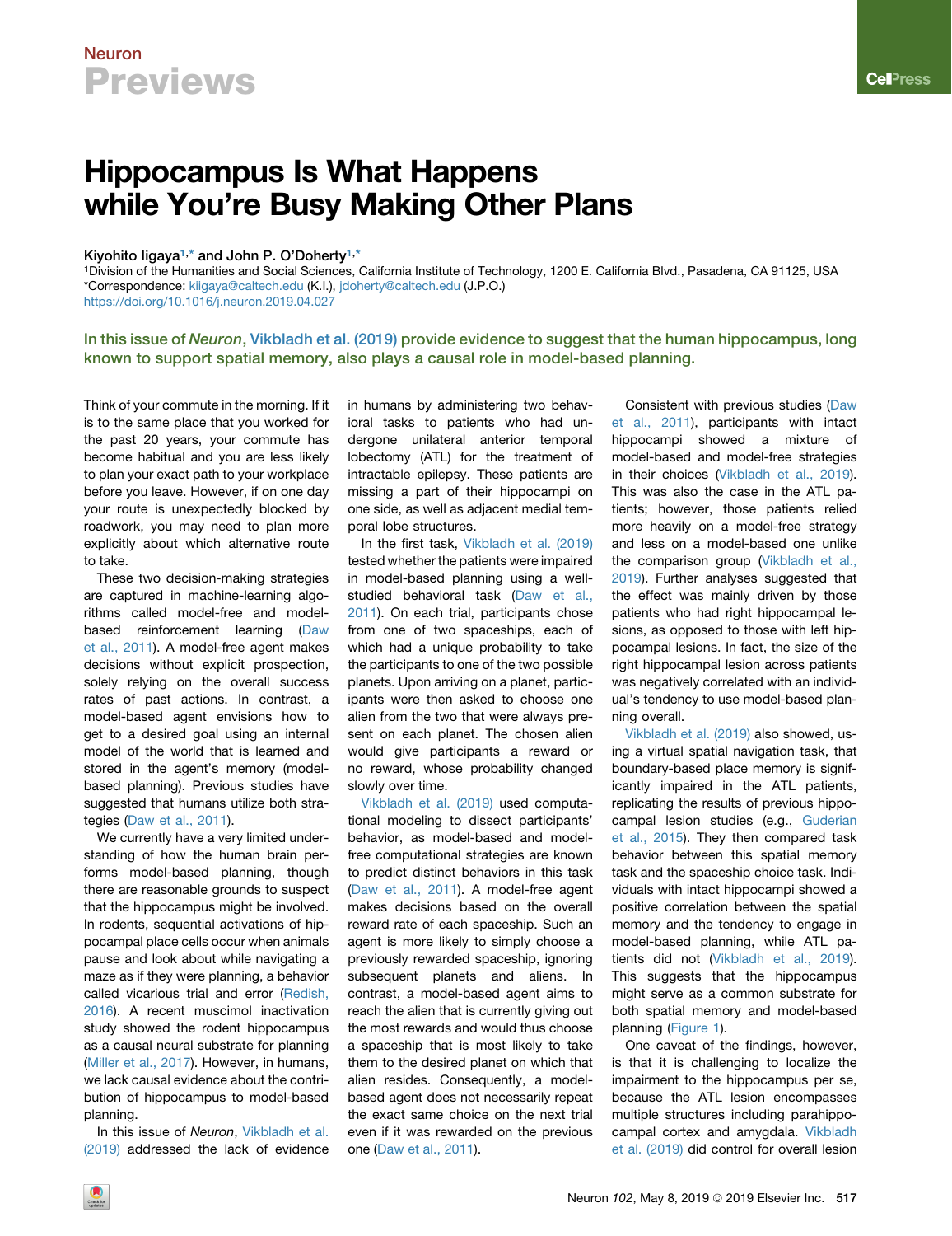# Hippocampus Is What Happens while You're Busy Making Other Plans

Kiyohito Iigaya[1,*] and John P. O'Doherty[1,*]

[1]Division of the Humanities and Social Sciences, California Institute of Technology, 1200 E. California Blvd., Pasadena, CA 91125, USA

*Correspondence: kiigaya@caltech.edu (K.I.), jdoherty@caltech.edu (J.P.O.)

https://doi.org/10.1016/j.neuron.2019.04.027

**In this issue of *Neuron*, Vikbladh et al. (2019) provide evidence to suggest that the human hippocampus, long known to support spatial memory, also plays a causal role in model-based planning.**

Think of your commute in the morning. If it is to the same place that you worked for the past 20 years, your commute has become habitual and you are less likely to plan your exact path to your workplace before you leave. However, if on one day your route is unexpectedly blocked by roadwork, you may need to plan more explicitly about which alternative route to take.

These two decision-making strategies are captured in machine-learning algorithms called model-free and model-based reinforcement learning (Daw et al., 2011). A model-free agent makes decisions without explicit prospection, solely relying on the overall success rates of past actions. In contrast, a model-based agent envisions how to get to a desired goal using an internal model of the world that is learned and stored in the agent's memory (model-based planning). Previous studies have suggested that humans utilize both strategies (Daw et al., 2011).

We currently have a very limited understanding of how the human brain performs model-based planning, though there are reasonable grounds to suspect that the hippocampus might be involved. In rodents, sequential activations of hippocampal place cells occur when animals pause and look about while navigating a maze as if they were planning, a behavior called vicarious trial and error (Redish, 2016). A recent muscimol inactivation study showed the rodent hippocampus as a causal neural substrate for planning (Miller et al., 2017). However, in humans, we lack causal evidence about the contribution of hippocampus to model-based planning.

In this issue of *Neuron*, Vikbladh et al. (2019) addressed the lack of evidence in humans by administering two behavioral tasks to patients who had undergone unilateral anterior temporal lobectomy (ATL) for the treatment of intractable epilepsy. These patients are missing a part of their hippocampi on one side, as well as adjacent medial temporal lobe structures.

In the first task, Vikbladh et al. (2019) tested whether the patients were impaired in model-based planning using a well-studied behavioral task (Daw et al., 2011). On each trial, participants chose from one of two spaceships, each of which had a unique probability to take the participants to one of the two possible planets. Upon arriving on a planet, participants were then asked to choose one alien from the two that were always present on each planet. The chosen alien would give participants a reward or no reward, whose probability changed slowly over time.

Vikbladh et al. (2019) used computational modeling to dissect participants' behavior, as model-based and model-free computational strategies are known to predict distinct behaviors in this task (Daw et al., 2011). A model-free agent makes decisions based on the overall reward rate of each spaceship. Such an agent is more likely to simply choose a previously rewarded spaceship, ignoring subsequent planets and aliens. In contrast, a model-based agent aims to reach the alien that is currently giving out the most rewards and would thus choose a spaceship that is most likely to take them to the desired planet on which that alien resides. Consequently, a model-based agent does not necessarily repeat the exact same choice on the next trial even if it was rewarded on the previous one (Daw et al., 2011).

Consistent with previous studies (Daw et al., 2011), participants with intact hippocampi showed a mixture of model-based and model-free strategies in their choices (Vikbladh et al., 2019). This was also the case in the ATL patients; however, those patients relied more heavily on a model-free strategy and less on a model-based one unlike the comparison group (Vikbladh et al., 2019). Further analyses suggested that the effect was mainly driven by those patients who had right hippocampal lesions, as opposed to those with left hippocampal lesions. In fact, the size of the right hippocampal lesion across patients was negatively correlated with an individual's tendency to use model-based planning overall.

Vikbladh et al. (2019) also showed, using a virtual spatial navigation task, that boundary-based place memory is significantly impaired in the ATL patients, replicating the results of previous hippocampal lesion studies (e.g., Guderian et al., 2015). They then compared task behavior between this spatial memory task and the spaceship choice task. Individuals with intact hippocampi showed a positive correlation between the spatial memory and the tendency to engage in model-based planning, while ATL patients did not (Vikbladh et al., 2019). This suggests that the hippocampus might serve as a common substrate for both spatial memory and model-based planning (Figure 1).

One caveat of the findings, however, is that it is challenging to localize the impairment to the hippocampus per se, because the ATL lesion encompasses multiple structures including parahippocampal cortex and amygdala. Vikbladh et al. (2019) did control for overall lesion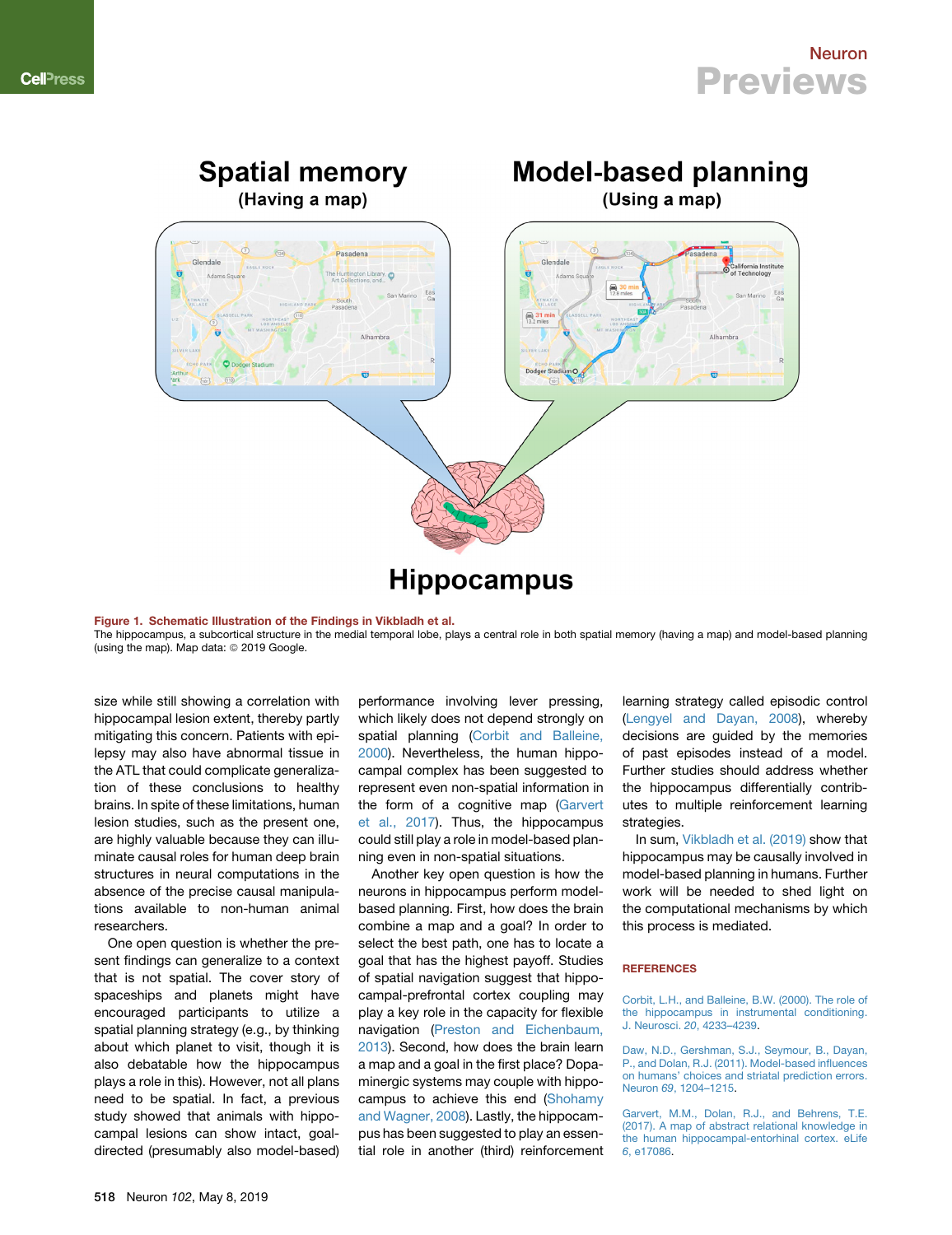**Figure 1. Schematic Illustration of the Findings in Vikbladh et al.**

The hippocampus, a subcortical structure in the medial temporal lobe, plays a central role in both spatial memory (having a map) and model-based planning (using the map). Map data: © 2019 Google.

size while still showing a correlation with hippocampal lesion extent, thereby partly mitigating this concern. Patients with epilepsy may also have abnormal tissue in the ATL that could complicate generalization of these conclusions to healthy brains. In spite of these limitations, human lesion studies, such as the present one, are highly valuable because they can illuminate causal roles for human deep brain structures in neural computations in the absence of the precise causal manipulations available to non-human animal researchers.

One open question is whether the present findings can generalize to a context that is not spatial. The cover story of spaceships and planets might have encouraged participants to utilize a spatial planning strategy (e.g., by thinking about which planet to visit, though it is also debatable how the hippocampus plays a role in this). However, not all plans need to be spatial. In fact, a previous study showed that animals with hippocampal lesions can show intact, goal-directed (presumably also model-based) performance involving lever pressing, which likely does not depend strongly on spatial planning (Corbit and Balleine, 2000). Nevertheless, the human hippocampal complex has been suggested to represent even non-spatial information in the form of a cognitive map (Garvert et al., 2017). Thus, the hippocampus could still play a role in model-based planning even in non-spatial situations.

Another key open question is how the neurons in hippocampus perform model-based planning. First, how does the brain combine a map and a goal? In order to select the best path, one has to locate a goal that has the highest payoff. Studies of spatial navigation suggest that hippocampal-prefrontal cortex coupling may play a key role in the capacity for flexible navigation (Preston and Eichenbaum, 2013). Second, how does the brain learn a map and a goal in the first place? Dopaminergic systems may couple with hippocampus to achieve this end (Shohamy and Wagner, 2008). Lastly, the hippocampus has been suggested to play an essential role in another (third) reinforcement learning strategy called episodic control (Lengyel and Dayan, 2008), whereby decisions are guided by the memories of past episodes instead of a model. Further studies should address whether the hippocampus differentially contributes to multiple reinforcement learning strategies.

In sum, Vikbladh et al. (2019) show that hippocampus may be causally involved in model-based planning in humans. Further work will be needed to shed light on the computational mechanisms by which this process is mediated.

## REFERENCES

Corbit, L.H., and Balleine, B.W. (2000). The role of the hippocampus in instrumental conditioning. J. Neurosci. *20*, 4233–4239.

Daw, N.D., Gershman, S.J., Seymour, B., Dayan, P., and Dolan, R.J. (2011). Model-based influences on humans' choices and striatal prediction errors. Neuron *69*, 1204–1215.

Garvert, M.M., Dolan, R.J., and Behrens, T.E. (2017). A map of abstract relational knowledge in the human hippocampal-entorhinal cortex. eLife *6*, e17086.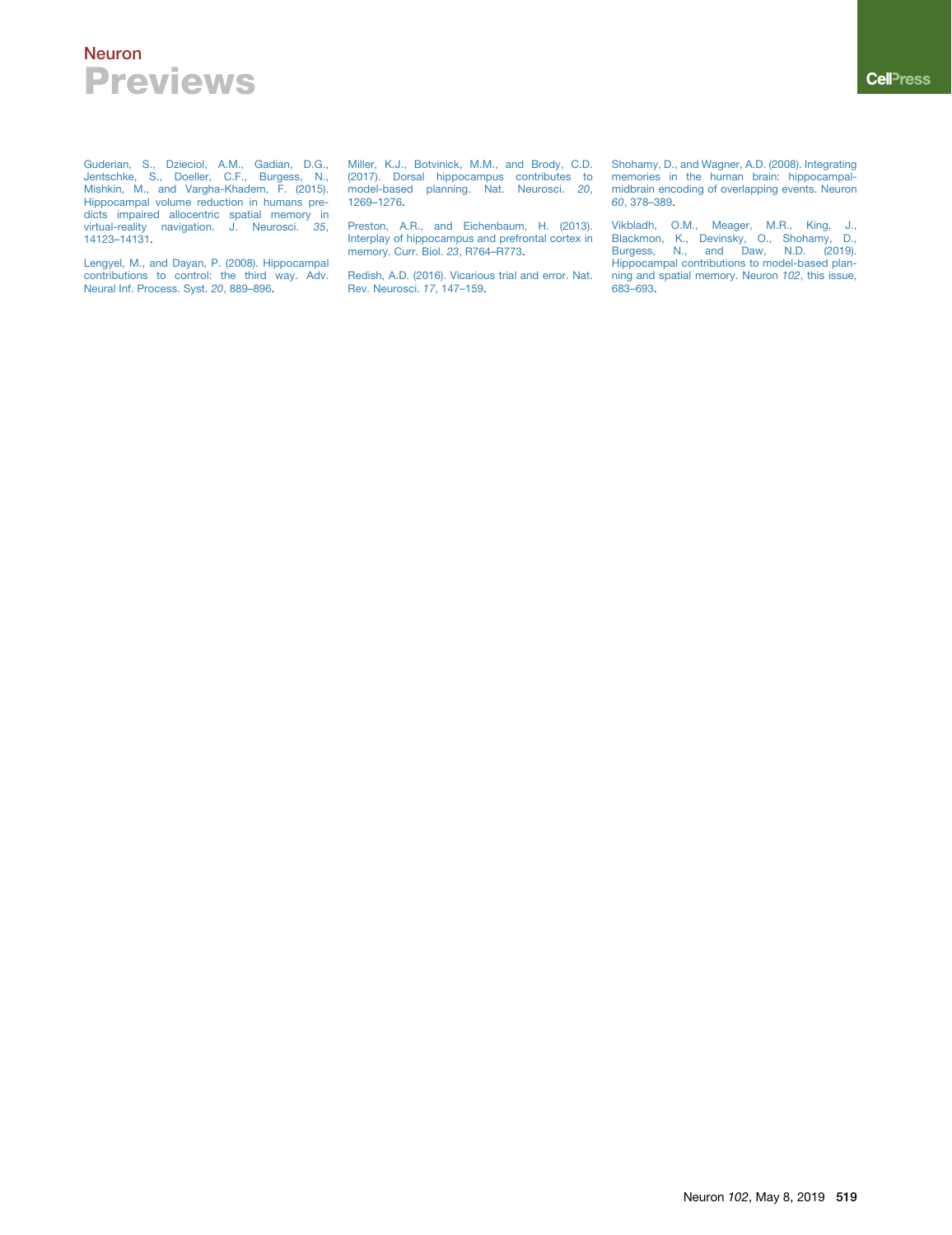Guderian, S., Dzieciol, A.M., Gadian, D.G., Jentschke, S., Doeller, C.F., Burgess, N., Mishkin, M., and Vargha-Khadem, F. (2015). Hippocampal volume reduction in humans predicts impaired allocentric spatial memory in virtual-reality navigation. J. Neurosci. *35*, 14123–14131.

Lengyel, M., and Dayan, P. (2008). Hippocampal contributions to control: the third way. Adv. Neural Inf. Process. Syst. *20*, 889–896.

Miller, K.J., Botvinick, M.M., and Brody, C.D. (2017). Dorsal hippocampus contributes to model-based planning. Nat. Neurosci. *20*, 1269–1276.

Preston, A.R., and Eichenbaum, H. (2013). Interplay of hippocampus and prefrontal cortex in memory. Curr. Biol. *23*, R764–R773.

Redish, A.D. (2016). Vicarious trial and error. Nat. Rev. Neurosci. *17*, 147–159.

Shohamy, D., and Wagner, A.D. (2008). Integrating memories in the human brain: hippocampal-midbrain encoding of overlapping events. Neuron *60*, 378–389.

Vikbladh, O.M., Meager, M.R., King, J., Blackmon, K., Devinsky, O., Shohamy, D., Burgess, N., and Daw, N.D. (2019). Hippocampal contributions to model-based planning and spatial memory. Neuron *102*, this issue, 683–693.